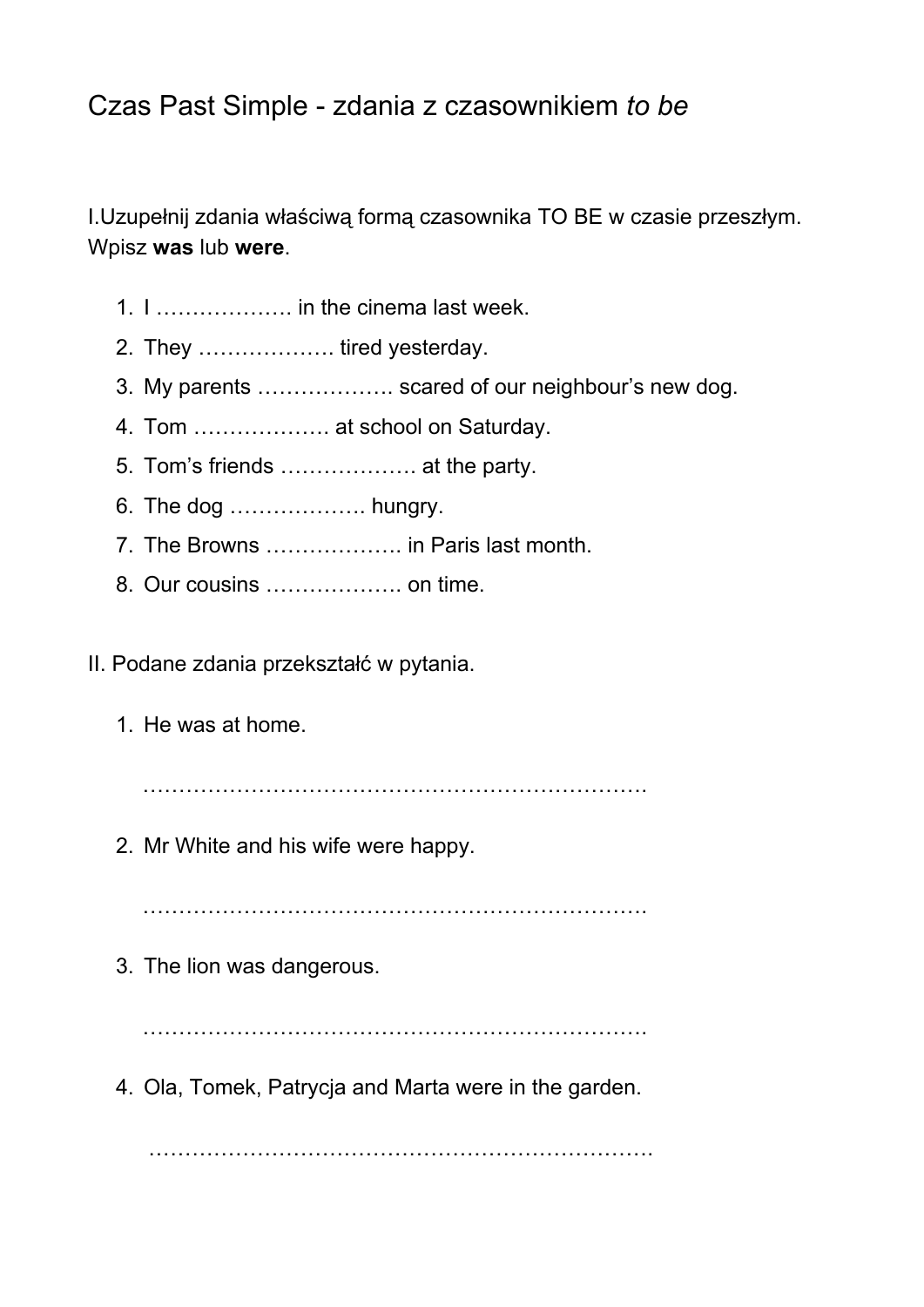# Czas Past Simple - zdania z czasownikiem *to be*

I.Uzupełnij zdania właściwą formą czasownika TO BE w czasie przeszłym. Wpisz **was** lub **were**.

1. I ………………. in the cinema last week.
2. They ………………. tired yesterday.
3. My parents ………………. scared of our neighbour’s new dog.
4. Tom ………………. at school on Saturday.
5. Tom’s friends ………………. at the party.
6. The dog ………………. hungry.
7. The Browns ………………. in Paris last month.
8. Our cousins ………………. on time.

II. Podane zdania przekształć w pytania.

1. He was at home.

   ……………………………………………………………

2. Mr White and his wife were happy.

   ……………………………………………………………

3. The lion was dangerous.

   ……………………………………………………………

4. Ola, Tomek, Patrycja and Marta were in the garden.

   ……………………………………………………………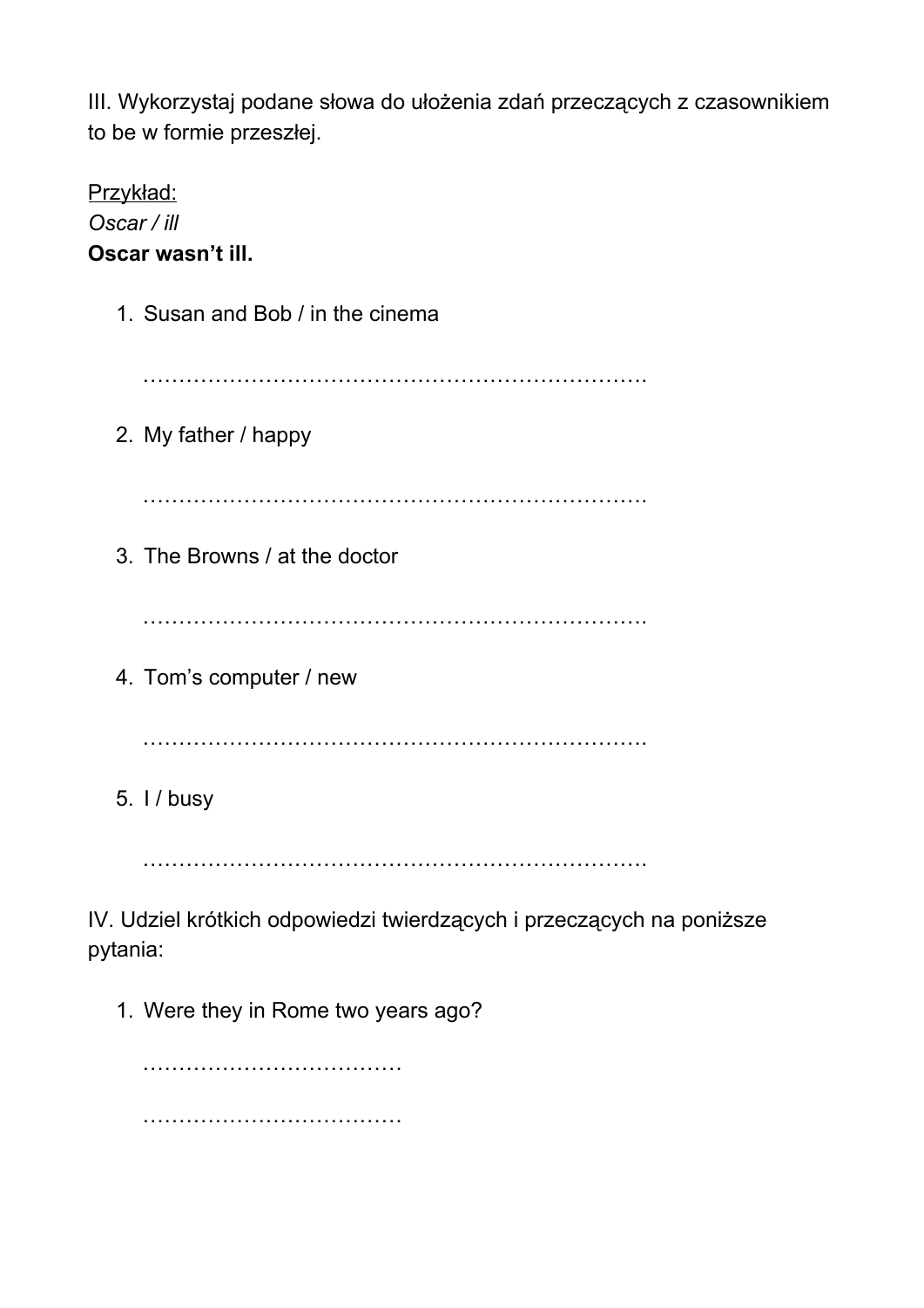III. Wykorzystaj podane słowa do ułożenia zdań przeczących z czasownikiem to be w formie przeszłej.

<u>Przykład:</u>
*Oscar / ill*
**Oscar wasn't ill.**

1. Susan and Bob / in the cinema

   ……………………………………………………………

2. My father / happy

   ……………………………………………………………

3. The Browns / at the doctor

   ……………………………………………………………

4. Tom's computer / new

   ……………………………………………………………

5. I / busy

   ……………………………………………………………

IV. Udziel krótkich odpowiedzi twierdzących i przeczących na poniższe pytania:

1. Were they in Rome two years ago?

   ………………………………

   ………………………………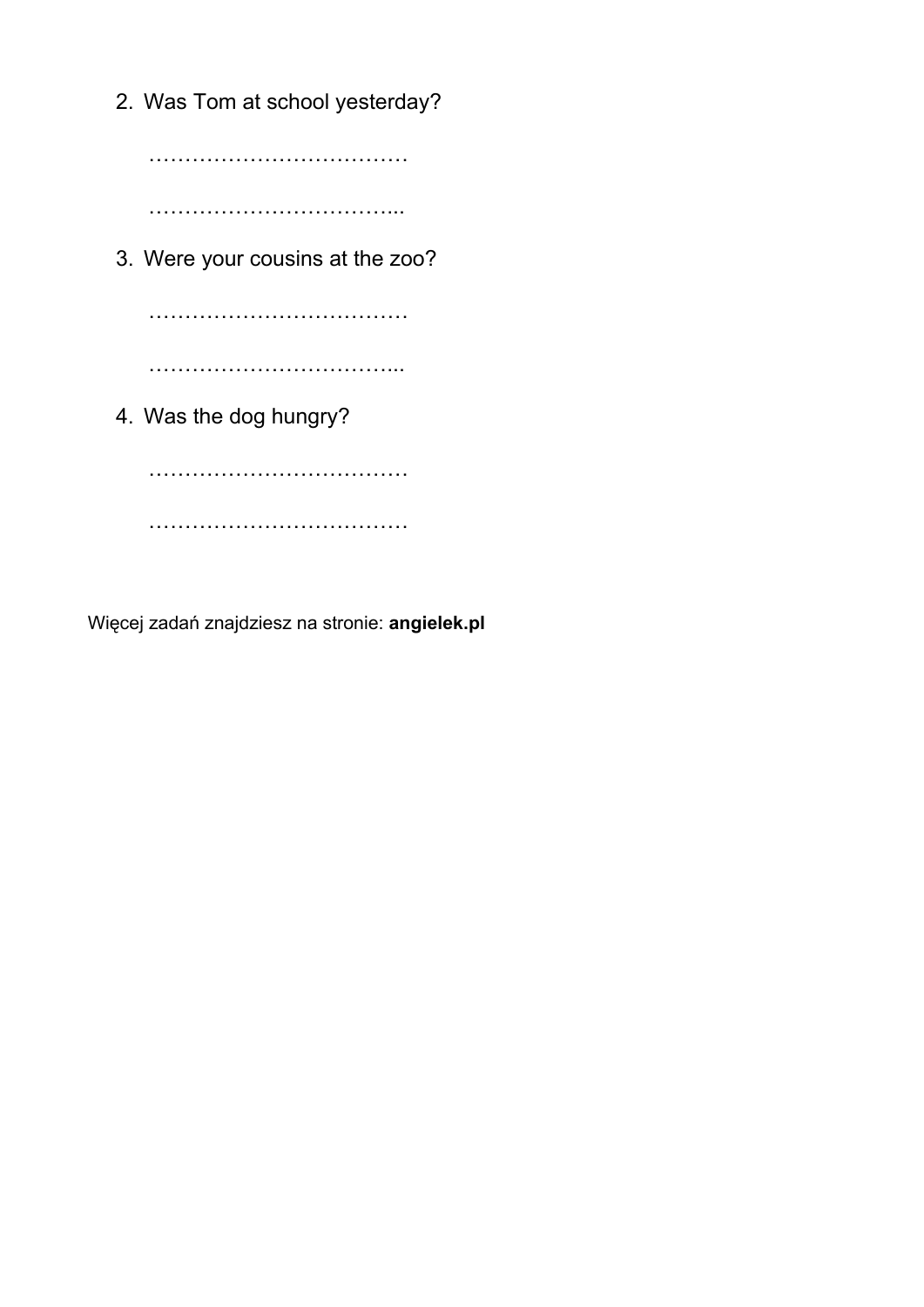2. Was Tom at school yesterday?

   ………………………………

   ……………………………...

3. Were your cousins at the zoo?

   ………………………………

   ……………………………...

4. Was the dog hungry?

   ………………………………

   ………………………………

Więcej zadań znajdziesz na stronie: **angielek.pl**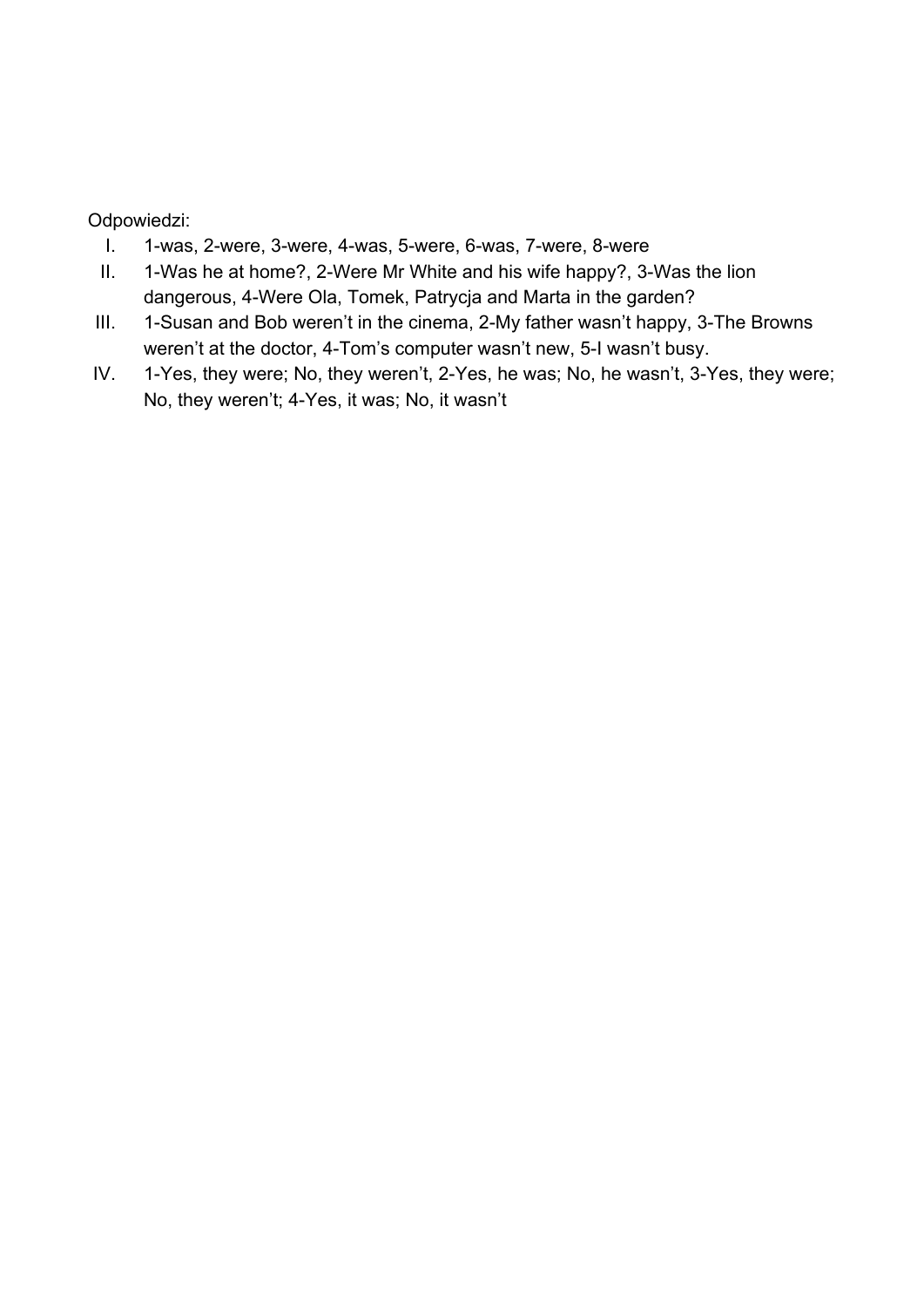Odpowiedzi:

I. 1-was, 2-were, 3-were, 4-was, 5-were, 6-was, 7-were, 8-were
II. 1-Was he at home?, 2-Were Mr White and his wife happy?, 3-Was the lion dangerous, 4-Were Ola, Tomek, Patrycja and Marta in the garden?
III. 1-Susan and Bob weren't in the cinema, 2-My father wasn't happy, 3-The Browns weren't at the doctor, 4-Tom's computer wasn't new, 5-I wasn't busy.
IV. 1-Yes, they were; No, they weren't, 2-Yes, he was; No, he wasn't, 3-Yes, they were; No, they weren't; 4-Yes, it was; No, it wasn't